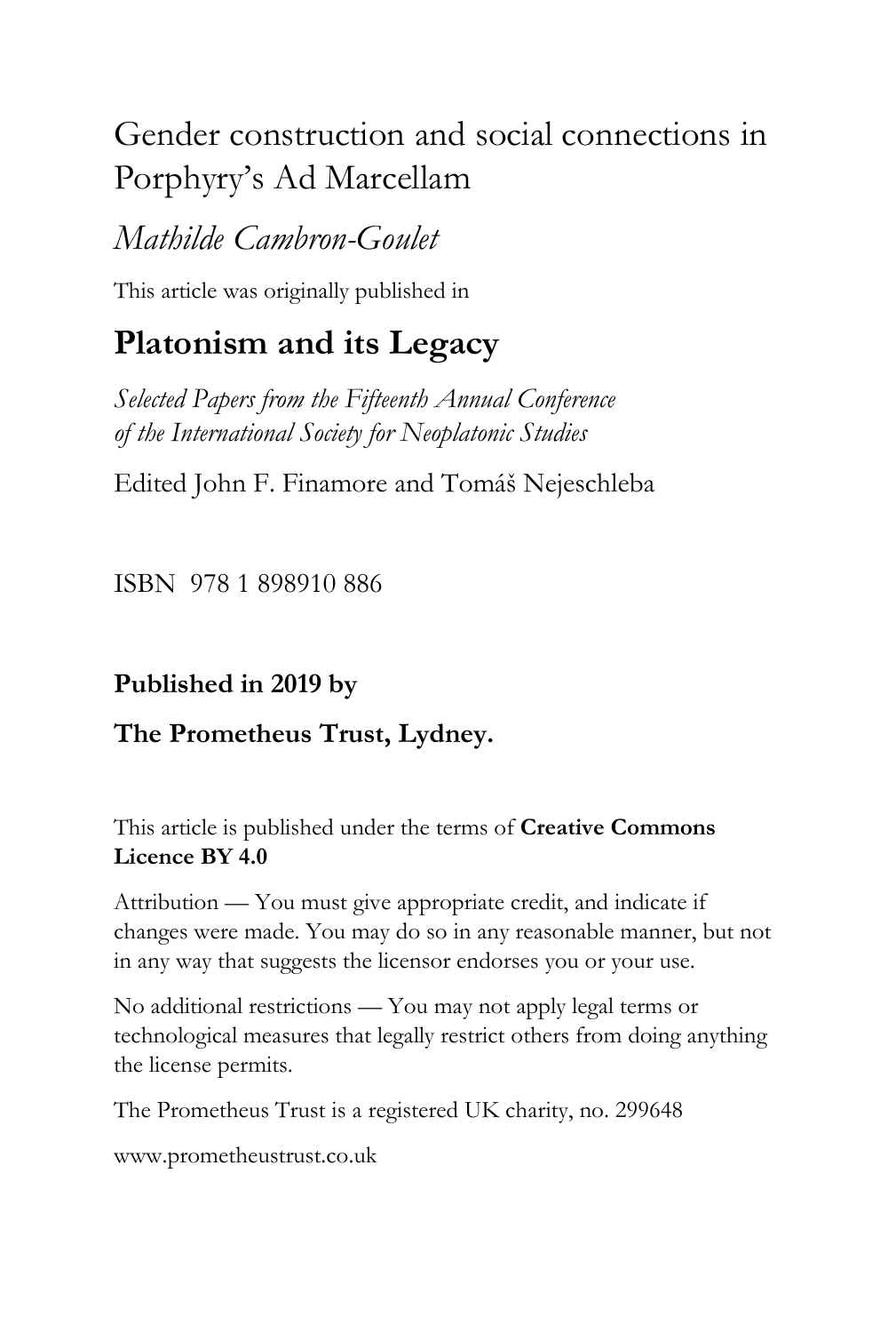# Gender construction and social connections in Porphyry's Ad Marcellam

*Mathilde Cambron-Goulet*

This article was originally published in

## Platonism and its Legacy

*Selected Papers from the Fifteenth Annual Conference of the International Society for Neoplatonic Studies*

Edited John F. Finamore and Tomáš Nejeschleba

ISBN 978 1 898910 886

**Published in 2019 by**

**The Prometheus Trust, Lydney.**

This article is published under the terms of **Creative Commons Licence BY 4.0**

Attribution — You must give appropriate credit, and indicate if changes were made. You may do so in any reasonable manner, but not in any way that suggests the licensor endorses you or your use.

No additional restrictions — You may not apply legal terms or technological measures that legally restrict others from doing anything the license permits.

The Prometheus Trust is a registered UK charity, no. 299648

www.prometheustrust.co.uk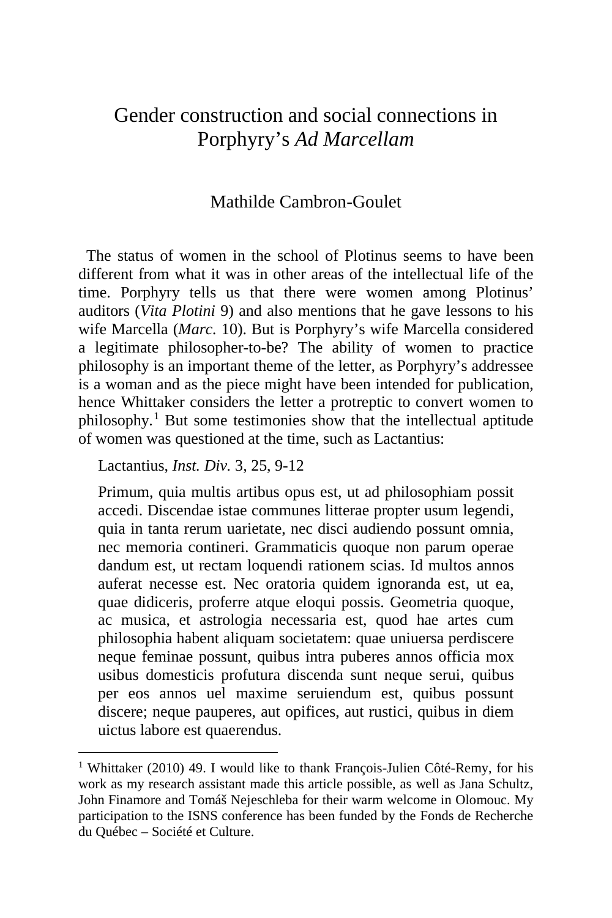# Gender construction and social connections in Porphyry's *Ad Marcellam*

Mathilde Cambron-Goulet

The status of women in the school of Plotinus seems to have been different from what it was in other areas of the intellectual life of the time. Porphyry tells us that there were women among Plotinus' auditors (*Vita Plotini* 9) and also mentions that he gave lessons to his wife Marcella (*Marc.* 10). But is Porphyry's wife Marcella considered a legitimate philosopher-to-be? The ability of women to practice philosophy is an important theme of the letter, as Porphyry's addressee is a woman and as the piece might have been intended for publication, hence Whittaker considers the letter a protreptic to convert women to philosophy.[1] But some testimonies show that the intellectual aptitude of women was questioned at the time, such as Lactantius:

> Lactantius, *Inst. Div.* 3, 25, 9-12
>
> Primum, quia multis artibus opus est, ut ad philosophiam possit accedi. Discendae istae communes litterae propter usum legendi, quia in tanta rerum uarietate, nec disci audiendo possunt omnia, nec memoria contineri. Grammaticis quoque non parum operae dandum est, ut rectam loquendi rationem scias. Id multos annos auferat necesse est. Nec oratoria quidem ignoranda est, ut ea, quae didiceris, proferre atque eloqui possis. Geometria quoque, ac musica, et astrologia necessaria est, quod hae artes cum philosophia habent aliquam societatem: quae uniuersa perdiscere neque feminae possunt, quibus intra puberes annos officia mox usibus domesticis profutura discenda sunt neque serui, quibus per eos annos uel maxime seruiendum est, quibus possunt discere; neque pauperes, aut opifices, aut rustici, quibus in diem uictus labore est quaerendus.

[1] Whittaker (2010) 49. I would like to thank François-Julien Côté-Remy, for his work as my research assistant made this article possible, as well as Jana Schultz, John Finamore and Tomáš Nejeschleba for their warm welcome in Olomouc. My participation to the ISNS conference has been funded by the Fonds de Recherche du Québec – Société et Culture.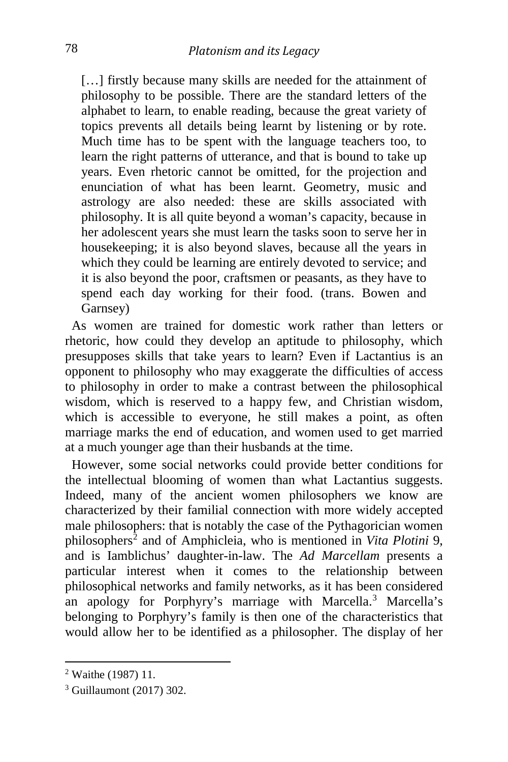> […] firstly because many skills are needed for the attainment of philosophy to be possible. There are the standard letters of the alphabet to learn, to enable reading, because the great variety of topics prevents all details being learnt by listening or by rote. Much time has to be spent with the language teachers too, to learn the right patterns of utterance, and that is bound to take up years. Even rhetoric cannot be omitted, for the projection and enunciation of what has been learnt. Geometry, music and astrology are also needed: these are skills associated with philosophy. It is all quite beyond a woman's capacity, because in her adolescent years she must learn the tasks soon to serve her in housekeeping; it is also beyond slaves, because all the years in which they could be learning are entirely devoted to service; and it is also beyond the poor, craftsmen or peasants, as they have to spend each day working for their food. (trans. Bowen and Garnsey)

As women are trained for domestic work rather than letters or rhetoric, how could they develop an aptitude to philosophy, which presupposes skills that take years to learn? Even if Lactantius is an opponent to philosophy who may exaggerate the difficulties of access to philosophy in order to make a contrast between the philosophical wisdom, which is reserved to a happy few, and Christian wisdom, which is accessible to everyone, he still makes a point, as often marriage marks the end of education, and women used to get married at a much younger age than their husbands at the time.

However, some social networks could provide better conditions for the intellectual blooming of women than what Lactantius suggests. Indeed, many of the ancient women philosophers we know are characterized by their familial connection with more widely accepted male philosophers: that is notably the case of the Pythagorician women philosophers[2] and of Amphicleia, who is mentioned in *Vita Plotini* 9, and is Iamblichus' daughter-in-law. The *Ad Marcellam* presents a particular interest when it comes to the relationship between philosophical networks and family networks, as it has been considered an apology for Porphyry's marriage with Marcella.[3] Marcella's belonging to Porphyry's family is then one of the characteristics that would allow her to be identified as a philosopher. The display of her

[2] Waithe (1987) 11.

[3] Guillaumont (2017) 302.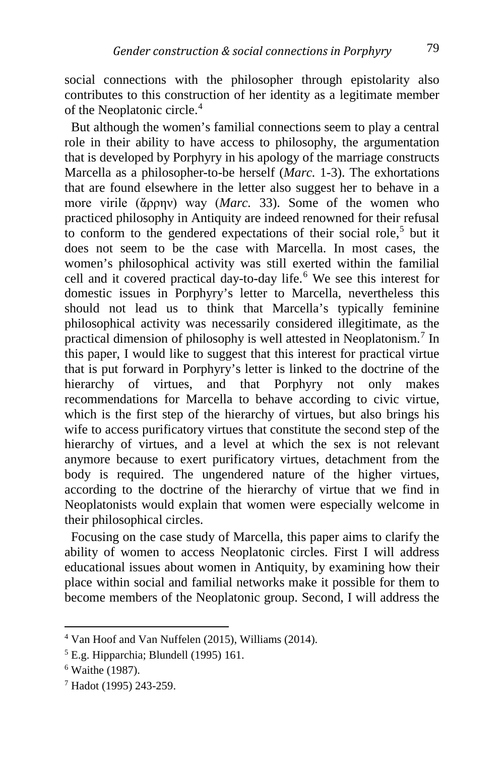social connections with the philosopher through epistolarity also contributes to this construction of her identity as a legitimate member of the Neoplatonic circle.[4]

But although the women's familial connections seem to play a central role in their ability to have access to philosophy, the argumentation that is developed by Porphyry in his apology of the marriage constructs Marcella as a philosopher-to-be herself (*Marc.* 1-3). The exhortations that are found elsewhere in the letter also suggest her to behave in a more virile (ἄρρην) way (*Marc.* 33). Some of the women who practiced philosophy in Antiquity are indeed renowned for their refusal to conform to the gendered expectations of their social role,[5] but it does not seem to be the case with Marcella. In most cases, the women's philosophical activity was still exerted within the familial cell and it covered practical day-to-day life.[6] We see this interest for domestic issues in Porphyry's letter to Marcella, nevertheless this should not lead us to think that Marcella's typically feminine philosophical activity was necessarily considered illegitimate, as the practical dimension of philosophy is well attested in Neoplatonism.[7] In this paper, I would like to suggest that this interest for practical virtue that is put forward in Porphyry's letter is linked to the doctrine of the hierarchy of virtues, and that Porphyry not only makes recommendations for Marcella to behave according to civic virtue, which is the first step of the hierarchy of virtues, but also brings his wife to access purificatory virtues that constitute the second step of the hierarchy of virtues, and a level at which the sex is not relevant anymore because to exert purificatory virtues, detachment from the body is required. The ungendered nature of the higher virtues, according to the doctrine of the hierarchy of virtue that we find in Neoplatonists would explain that women were especially welcome in their philosophical circles.

Focusing on the case study of Marcella, this paper aims to clarify the ability of women to access Neoplatonic circles. First I will address educational issues about women in Antiquity, by examining how their place within social and familial networks make it possible for them to become members of the Neoplatonic group. Second, I will address the

---

[4] Van Hoof and Van Nuffelen (2015), Williams (2014).

[5] E.g. Hipparchia; Blundell (1995) 161.

[6] Waithe (1987).

[7] Hadot (1995) 243-259.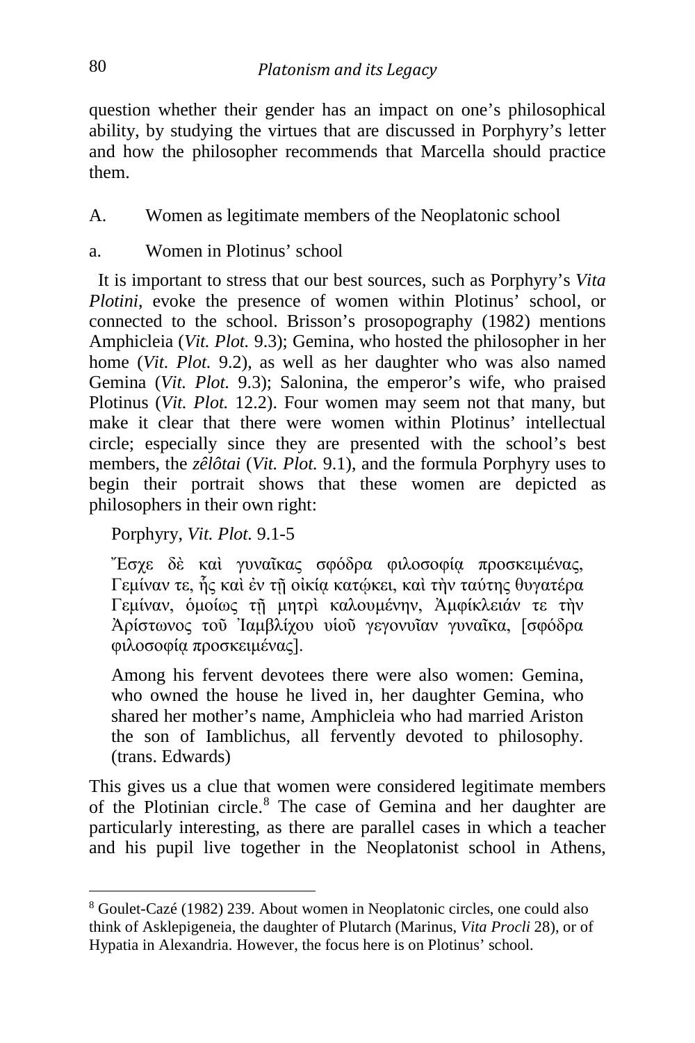question whether their gender has an impact on one's philosophical ability, by studying the virtues that are discussed in Porphyry's letter and how the philosopher recommends that Marcella should practice them.

A. Women as legitimate members of the Neoplatonic school

a. Women in Plotinus' school

It is important to stress that our best sources, such as Porphyry's *Vita Plotini*, evoke the presence of women within Plotinus' school, or connected to the school. Brisson's prosopography (1982) mentions Amphicleia (*Vit. Plot.* 9.3); Gemina, who hosted the philosopher in her home (*Vit. Plot.* 9.2), as well as her daughter who was also named Gemina (*Vit. Plot.* 9.3); Salonina, the emperor's wife, who praised Plotinus (*Vit. Plot.* 12.2). Four women may seem not that many, but make it clear that there were women within Plotinus' intellectual circle; especially since they are presented with the school's best members, the *zêlôtai* (*Vit. Plot.* 9.1), and the formula Porphyry uses to begin their portrait shows that these women are depicted as philosophers in their own right:

> Porphyry, *Vit. Plot.* 9.1-5
>
> Ἔσχε δὲ καὶ γυναῖκας σφόδρα φιλοσοφίᾳ προσκειμένας, Γεμίναν τε, ἧς καὶ ἐν τῇ οἰκίᾳ κατῴκει, καὶ τὴν ταύτης θυγατέρα Γεμίναν, ὁμοίως τῇ μητρὶ καλουμένην, Ἀμφίκλειάν τε τὴν Ἀρίστωνος τοῦ Ἰαμβλίχου υἱοῦ γεγονυῖαν γυναῖκα, [σφόδρα φιλοσοφίᾳ προσκειμένας].
>
> Among his fervent devotees there were also women: Gemina, who owned the house he lived in, her daughter Gemina, who shared her mother's name, Amphicleia who had married Ariston the son of Iamblichus, all fervently devoted to philosophy. (trans. Edwards)

This gives us a clue that women were considered legitimate members of the Plotinian circle.[8] The case of Gemina and her daughter are particularly interesting, as there are parallel cases in which a teacher and his pupil live together in the Neoplatonist school in Athens,

---

[8] Goulet-Cazé (1982) 239. About women in Neoplatonic circles, one could also think of Asklepigeneia, the daughter of Plutarch (Marinus, *Vita Procli* 28), or of Hypatia in Alexandria. However, the focus here is on Plotinus' school.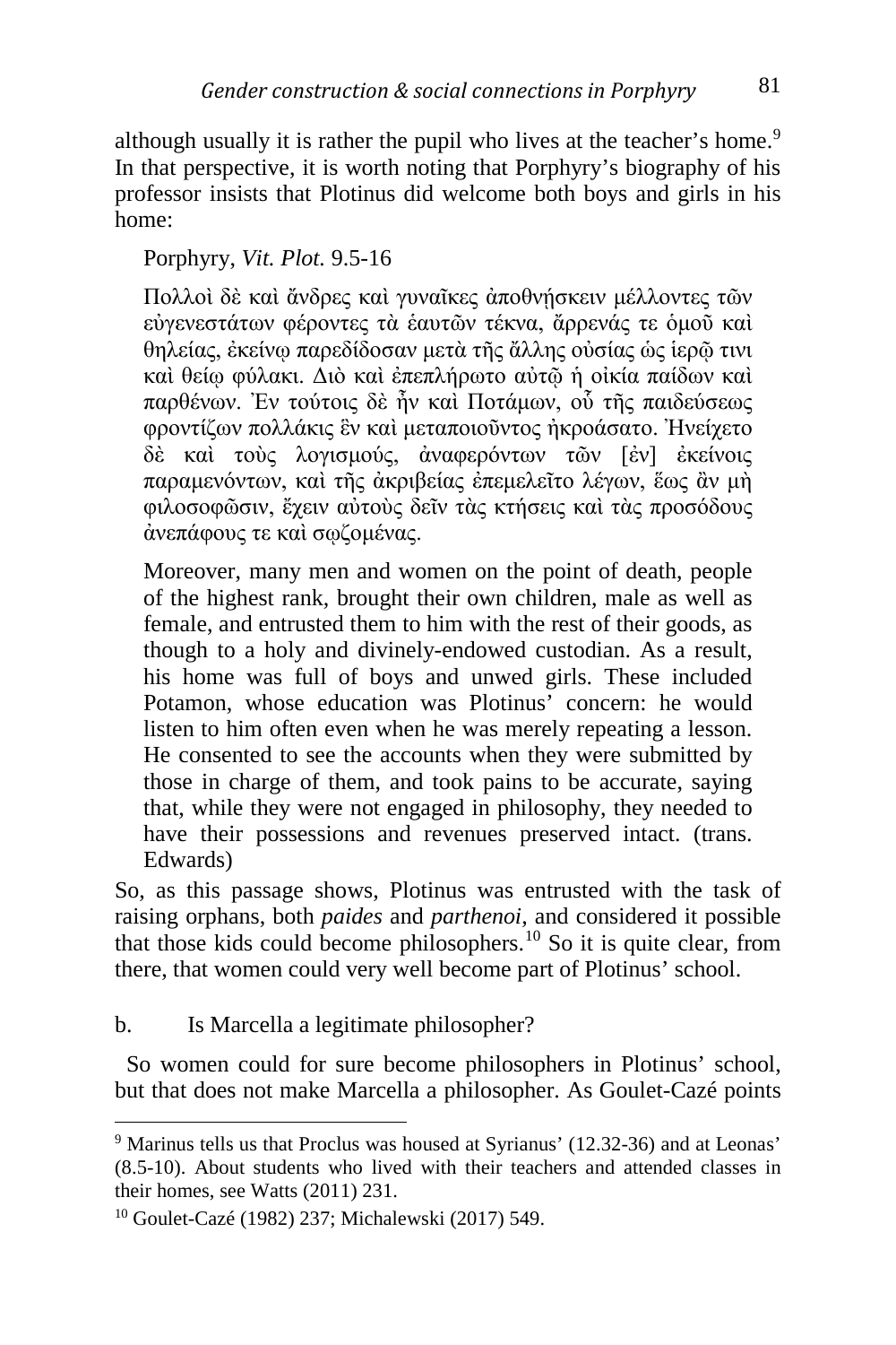although usually it is rather the pupil who lives at the teacher's home.[9] In that perspective, it is worth noting that Porphyry's biography of his professor insists that Plotinus did welcome both boys and girls in his home:

> Porphyry, *Vit. Plot.* 9.5-16
>
> Πολλοὶ δὲ καὶ ἄνδρες καὶ γυναῖκες ἀποθνῄσκειν μέλλοντες τῶν εὐγενεστάτων φέροντες τὰ ἑαυτῶν τέκνα, ἄρρενάς τε ὁμοῦ καὶ θηλείας, ἐκείνῳ παρεδίδοσαν μετὰ τῆς ἄλλης οὐσίας ὡς ἱερῷ τινι καὶ θείῳ φύλακι. Διὸ καὶ ἐπεπλήρωτο αὐτῷ ἡ οἰκία παίδων καὶ παρθένων. Ἐν τούτοις δὲ ἦν καὶ Ποτάμων, οὗ τῆς παιδεύσεως φροντίζων πολλάκις ἓν καὶ μεταποιοῦντος ἠκροάσατο. Ἠνείχετο δὲ καὶ τοὺς λογισμούς, ἀναφερόντων τῶν [ἐν] ἐκείνοις παραμενόντων, καὶ τῆς ἀκριβείας ἐπεμελεῖτο λέγων, ἕως ἂν μὴ φιλοσοφῶσιν, ἔχειν αὐτοὺς δεῖν τὰς κτήσεις καὶ τὰς προσόδους ἀνεπάφους τε καὶ σῳζομένας.
>
> Moreover, many men and women on the point of death, people of the highest rank, brought their own children, male as well as female, and entrusted them to him with the rest of their goods, as though to a holy and divinely-endowed custodian. As a result, his home was full of boys and unwed girls. These included Potamon, whose education was Plotinus' concern: he would listen to him often even when he was merely repeating a lesson. He consented to see the accounts when they were submitted by those in charge of them, and took pains to be accurate, saying that, while they were not engaged in philosophy, they needed to have their possessions and revenues preserved intact. (trans. Edwards)

So, as this passage shows, Plotinus was entrusted with the task of raising orphans, both *paides* and *parthenoi*, and considered it possible that those kids could become philosophers.[10] So it is quite clear, from there, that women could very well become part of Plotinus' school.

### b. Is Marcella a legitimate philosopher?

So women could for sure become philosophers in Plotinus' school, but that does not make Marcella a philosopher. As Goulet-Cazé points

---

[9] Marinus tells us that Proclus was housed at Syrianus' (12.32-36) and at Leonas' (8.5-10). About students who lived with their teachers and attended classes in their homes, see Watts (2011) 231.

[10] Goulet-Cazé (1982) 237; Michalewski (2017) 549.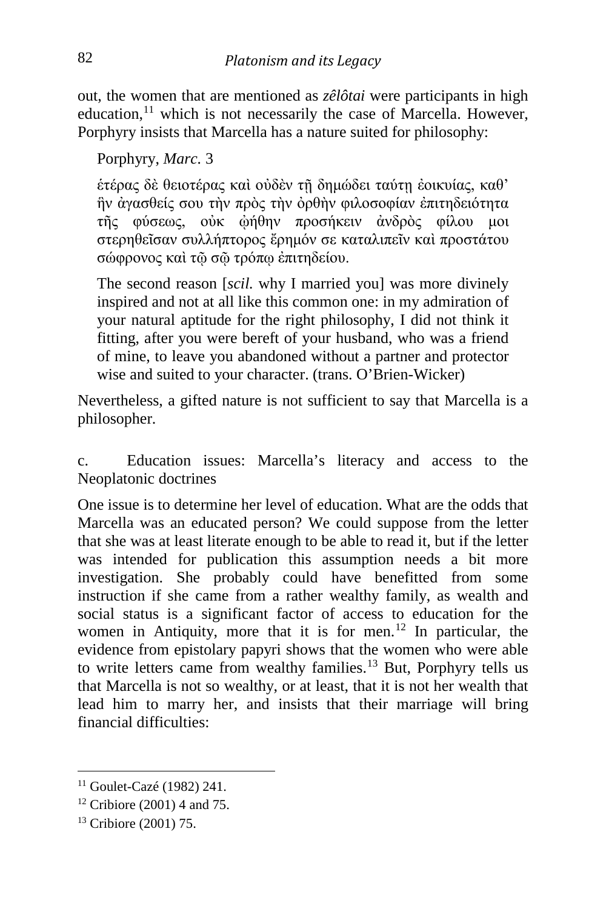out, the women that are mentioned as *zêlôtai* were participants in high education,[11] which is not necessarily the case of Marcella. However, Porphyry insists that Marcella has a nature suited for philosophy:

> Porphyry, *Marc.* 3
>
> ἑτέρας δὲ θειοτέρας καὶ οὐδὲν τῇ δημώδει ταύτῃ ἐοικυίας, καθ' ἣν ἀγασθείς σου τὴν πρὸς τὴν ὀρθὴν φιλοσοφίαν ἐπιτηδειότητα τῆς φύσεως, οὐκ ᾠήθην προσήκειν ἀνδρὸς φίλου μοι στερηθεῖσαν συλλήπτορος ἔρημόν σε καταλιπεῖν καὶ προστάτου σώφρονος καὶ τῷ σῷ τρόπῳ ἐπιτηδείου.
>
> The second reason [*scil.* why I married you] was more divinely inspired and not at all like this common one: in my admiration of your natural aptitude for the right philosophy, I did not think it fitting, after you were bereft of your husband, who was a friend of mine, to leave you abandoned without a partner and protector wise and suited to your character. (trans. O'Brien-Wicker)

Nevertheless, a gifted nature is not sufficient to say that Marcella is a philosopher.

### c. Education issues: Marcella's literacy and access to the Neoplatonic doctrines

One issue is to determine her level of education. What are the odds that Marcella was an educated person? We could suppose from the letter that she was at least literate enough to be able to read it, but if the letter was intended for publication this assumption needs a bit more investigation. She probably could have benefitted from some instruction if she came from a rather wealthy family, as wealth and social status is a significant factor of access to education for the women in Antiquity, more that it is for men.[12] In particular, the evidence from epistolary papyri shows that the women who were able to write letters came from wealthy families.[13] But, Porphyry tells us that Marcella is not so wealthy, or at least, that it is not her wealth that lead him to marry her, and insists that their marriage will bring financial difficulties:

---

[11] Goulet-Cazé (1982) 241.

[12] Cribiore (2001) 4 and 75.

[13] Cribiore (2001) 75.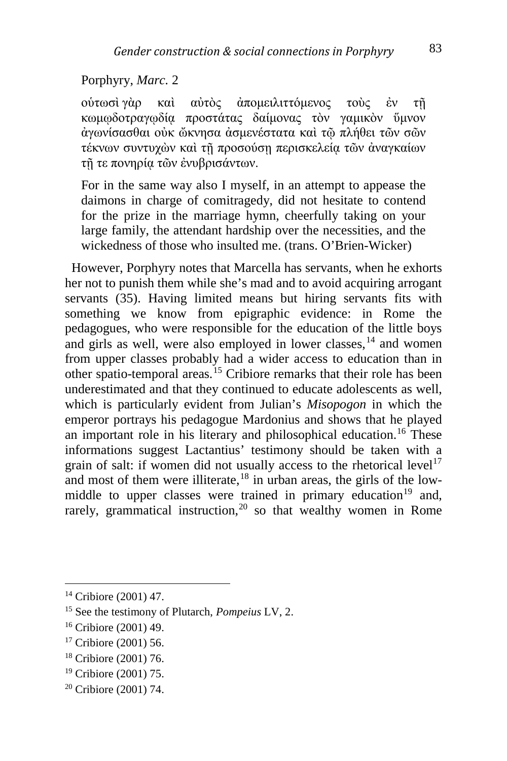Porphyry, *Marc.* 2

οὑτωσὶ γὰρ καὶ αὐτὸς ἀπομειλιττόμενος τοὺς ἐν τῇ κωμῳδοτραγῳδίᾳ προστάτας δαίμονας τὸν γαμικὸν ὕμνον ἀγωνίσασθαι οὐκ ὤκνησα ἀσμενέστατα καὶ τῷ πλήθει τῶν σῶν τέκνων συντυχὼν καὶ τῇ προσούσῃ περισκελείᾳ τῶν ἀναγκαίων τῇ τε πονηρίᾳ τῶν ἐνυβρισάντων.

For in the same way also I myself, in an attempt to appease the daimons in charge of comitragedy, did not hesitate to contend for the prize in the marriage hymn, cheerfully taking on your large family, the attendant hardship over the necessities, and the wickedness of those who insulted me. (trans. O'Brien-Wicker)

However, Porphyry notes that Marcella has servants, when he exhorts her not to punish them while she's mad and to avoid acquiring arrogant servants (35). Having limited means but hiring servants fits with something we know from epigraphic evidence: in Rome the pedagogues, who were responsible for the education of the little boys and girls as well, were also employed in lower classes,[14] and women from upper classes probably had a wider access to education than in other spatio-temporal areas.[15] Cribiore remarks that their role has been underestimated and that they continued to educate adolescents as well, which is particularly evident from Julian's *Misopogon* in which the emperor portrays his pedagogue Mardonius and shows that he played an important role in his literary and philosophical education.[16] These informations suggest Lactantius' testimony should be taken with a grain of salt: if women did not usually access to the rhetorical level[17] and most of them were illiterate,[18] in urban areas, the girls of the low-middle to upper classes were trained in primary education[19] and, rarely, grammatical instruction,[20] so that wealthy women in Rome

[14] Cribiore (2001) 47.

[15] See the testimony of Plutarch, *Pompeius* LV, 2.

[16] Cribiore (2001) 49.

[17] Cribiore (2001) 56.

[18] Cribiore (2001) 76.

[19] Cribiore (2001) 75.

[20] Cribiore (2001) 74.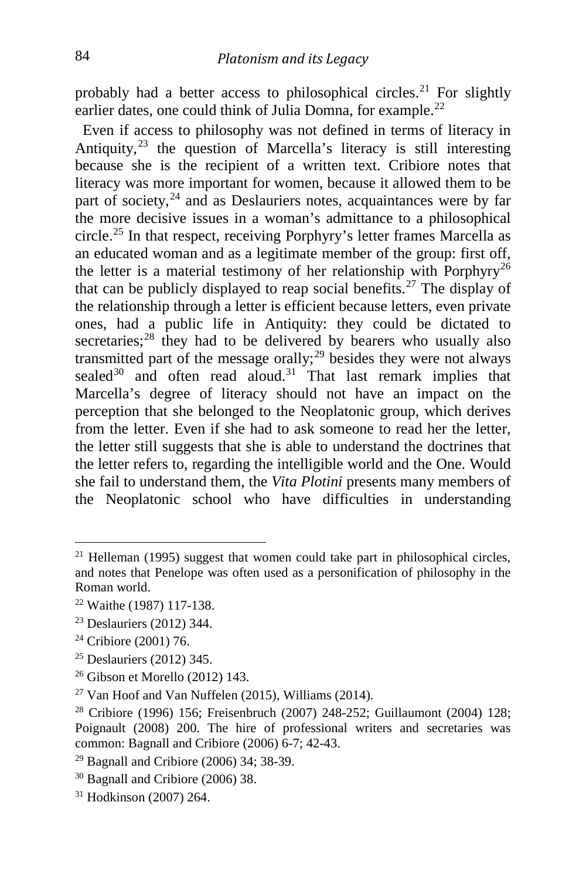probably had a better access to philosophical circles.[21] For slightly earlier dates, one could think of Julia Domna, for example.[22]

Even if access to philosophy was not defined in terms of literacy in Antiquity,[23] the question of Marcella's literacy is still interesting because she is the recipient of a written text. Cribiore notes that literacy was more important for women, because it allowed them to be part of society,[24] and as Deslauriers notes, acquaintances were by far the more decisive issues in a woman's admittance to a philosophical circle.[25] In that respect, receiving Porphyry's letter frames Marcella as an educated woman and as a legitimate member of the group: first off, the letter is a material testimony of her relationship with Porphyry[26] that can be publicly displayed to reap social benefits.[27] The display of the relationship through a letter is efficient because letters, even private ones, had a public life in Antiquity: they could be dictated to secretaries;[28] they had to be delivered by bearers who usually also transmitted part of the message orally;[29] besides they were not always sealed[30] and often read aloud.[31] That last remark implies that Marcella's degree of literacy should not have an impact on the perception that she belonged to the Neoplatonic group, which derives from the letter. Even if she had to ask someone to read her the letter, the letter still suggests that she is able to understand the doctrines that the letter refers to, regarding the intelligible world and the One. Would she fail to understand them, the *Vita Plotini* presents many members of the Neoplatonic school who have difficulties in understanding

---

[21] Helleman (1995) suggest that women could take part in philosophical circles, and notes that Penelope was often used as a personification of philosophy in the Roman world.

[22] Waithe (1987) 117-138.

[23] Deslauriers (2012) 344.

[24] Cribiore (2001) 76.

[25] Deslauriers (2012) 345.

[26] Gibson et Morello (2012) 143.

[27] Van Hoof and Van Nuffelen (2015), Williams (2014).

[28] Cribiore (1996) 156; Freisenbruch (2007) 248-252; Guillaumont (2004) 128; Poignault (2008) 200. The hire of professional writers and secretaries was common: Bagnall and Cribiore (2006) 6-7; 42-43.

[29] Bagnall and Cribiore (2006) 34; 38-39.

[30] Bagnall and Cribiore (2006) 38.

[31] Hodkinson (2007) 264.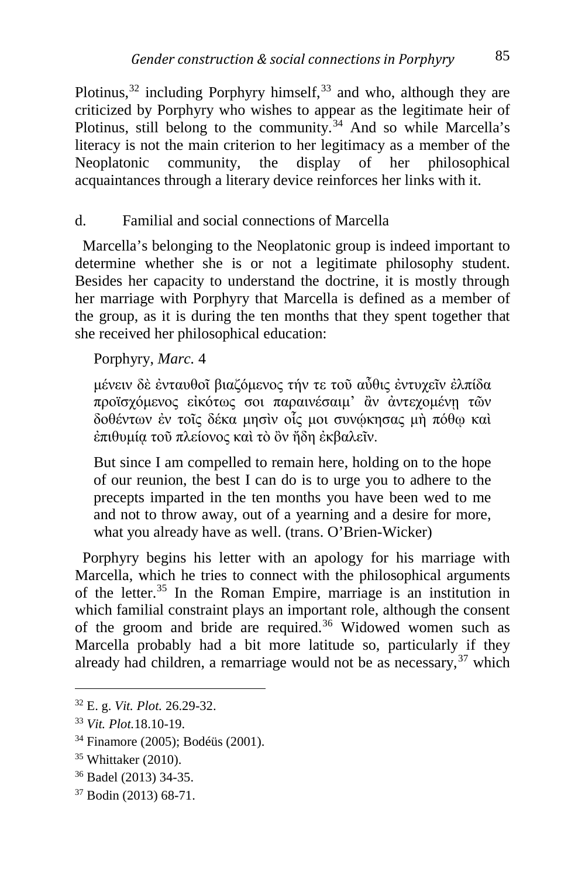Plotinus,[32] including Porphyry himself,[33] and who, although they are criticized by Porphyry who wishes to appear as the legitimate heir of Plotinus, still belong to the community.[34] And so while Marcella's literacy is not the main criterion to her legitimacy as a member of the Neoplatonic community, the display of her philosophical acquaintances through a literary device reinforces her links with it.

### d. Familial and social connections of Marcella

Marcella's belonging to the Neoplatonic group is indeed important to determine whether she is or not a legitimate philosophy student. Besides her capacity to understand the doctrine, it is mostly through her marriage with Porphyry that Marcella is defined as a member of the group, as it is during the ten months that they spent together that she received her philosophical education:

> Porphyry, *Marc.* 4
>
> μένειν δὲ ἐνταυθοῖ βιαζόμενος τήν τε τοῦ αὖθις ἐντυχεῖν ἐλπίδα προϊσχόμενος εἰκότως σοι παραινέσαιμ' ἂν ἀντεχομένῃ τῶν δοθέντων ἐν τοῖς δέκα μησὶν οἷς μοι συνῴκησας μὴ πόθῳ καὶ ἐπιθυμίᾳ τοῦ πλείονος καὶ τὸ ὂν ἤδη ἐκβαλεῖν.
>
> But since I am compelled to remain here, holding on to the hope of our reunion, the best I can do is to urge you to adhere to the precepts imparted in the ten months you have been wed to me and not to throw away, out of a yearning and a desire for more, what you already have as well. (trans. O'Brien-Wicker)

Porphyry begins his letter with an apology for his marriage with Marcella, which he tries to connect with the philosophical arguments of the letter.[35] In the Roman Empire, marriage is an institution in which familial constraint plays an important role, although the consent of the groom and bride are required.[36] Widowed women such as Marcella probably had a bit more latitude so, particularly if they already had children, a remarriage would not be as necessary,[37] which

---

[32] E. g. *Vit. Plot.* 26.29-32.

[33] *Vit. Plot.*18.10-19.

[34] Finamore (2005); Bodéüs (2001).

[35] Whittaker (2010).

[36] Badel (2013) 34-35.

[37] Bodin (2013) 68-71.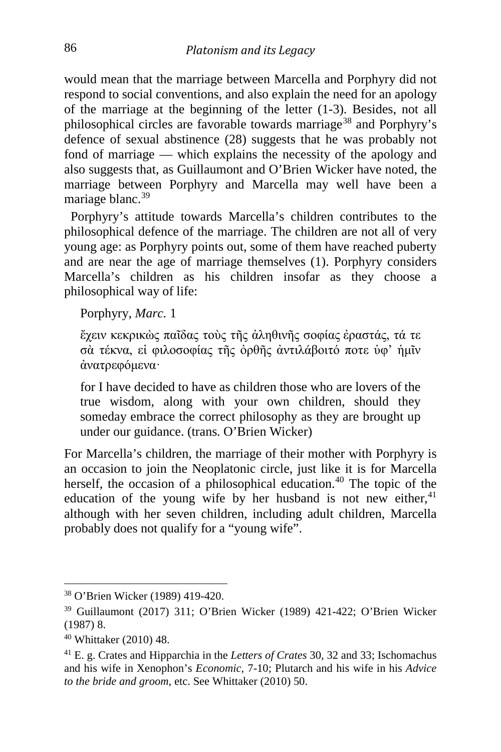would mean that the marriage between Marcella and Porphyry did not respond to social conventions, and also explain the need for an apology of the marriage at the beginning of the letter (1-3). Besides, not all philosophical circles are favorable towards marriage[38] and Porphyry's defence of sexual abstinence (28) suggests that he was probably not fond of marriage — which explains the necessity of the apology and also suggests that, as Guillaumont and O'Brien Wicker have noted, the marriage between Porphyry and Marcella may well have been a mariage blanc.[39]

Porphyry's attitude towards Marcella's children contributes to the philosophical defence of the marriage. The children are not all of very young age: as Porphyry points out, some of them have reached puberty and are near the age of marriage themselves (1). Porphyry considers Marcella's children as his children insofar as they choose a philosophical way of life:

> Porphyry, *Marc.* 1
>
> ἔχειν κεκρικὼς παῖδας τοὺς τῆς ἀληθινῆς σοφίας ἐραστάς, τά τε σὰ τέκνα, εἰ φιλοσοφίας τῆς ὀρθῆς ἀντιλάβοιτό ποτε ὑφ' ἡμῖν ἀνατρεφόμενα·
>
> for I have decided to have as children those who are lovers of the true wisdom, along with your own children, should they someday embrace the correct philosophy as they are brought up under our guidance. (trans. O'Brien Wicker)

For Marcella's children, the marriage of their mother with Porphyry is an occasion to join the Neoplatonic circle, just like it is for Marcella herself, the occasion of a philosophical education.[40] The topic of the education of the young wife by her husband is not new either,[41] although with her seven children, including adult children, Marcella probably does not qualify for a "young wife".

---

[38] O'Brien Wicker (1989) 419-420.

[39] Guillaumont (2017) 311; O'Brien Wicker (1989) 421-422; O'Brien Wicker (1987) 8.

[40] Whittaker (2010) 48.

[41] E. g. Crates and Hipparchia in the *Letters of Crates* 30, 32 and 33; Ischomachus and his wife in Xenophon's *Economic*, 7-10; Plutarch and his wife in his *Advice to the bride and groom*, etc. See Whittaker (2010) 50.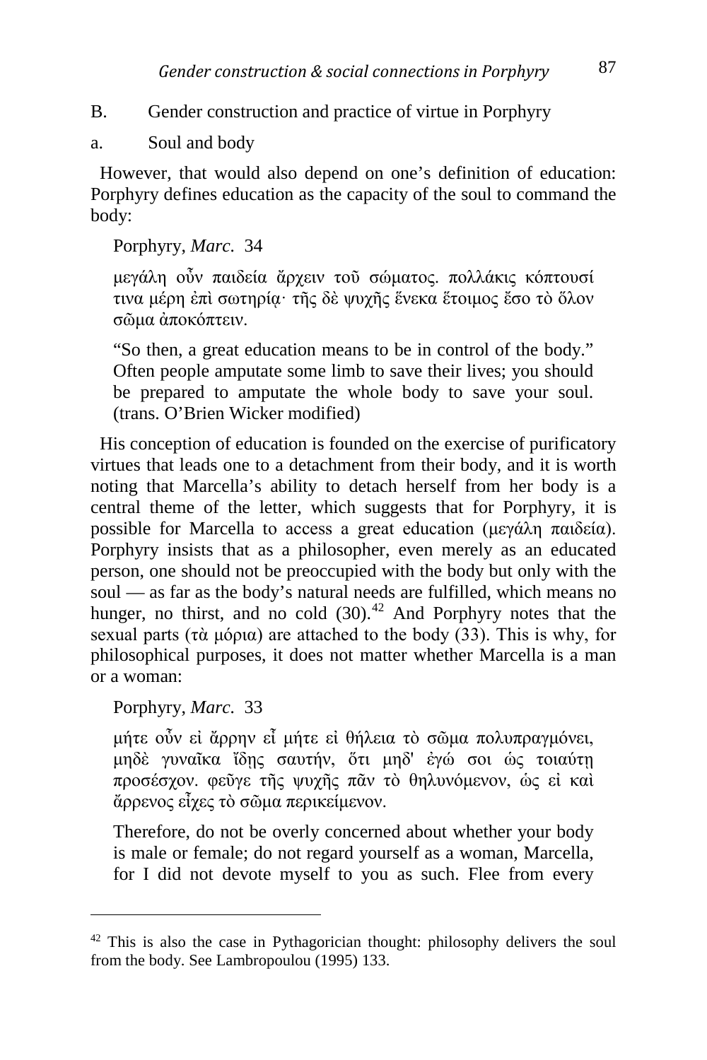B. Gender construction and practice of virtue in Porphyry

a. Soul and body

However, that would also depend on one's definition of education: Porphyry defines education as the capacity of the soul to command the body:

> Porphyry, *Marc.* 34
>
> μεγάλη οὖν παιδεία ἄρχειν τοῦ σώματος. πολλάκις κόπτουσί τινα μέρη ἐπὶ σωτηρίᾳ· τῆς δὲ ψυχῆς ἕνεκα ἕτοιμος ἔσο τὸ ὅλον σῶμα ἀποκόπτειν.
>
> "So then, a great education means to be in control of the body." Often people amputate some limb to save their lives; you should be prepared to amputate the whole body to save your soul. (trans. O'Brien Wicker modified)

His conception of education is founded on the exercise of purificatory virtues that leads one to a detachment from their body, and it is worth noting that Marcella's ability to detach herself from her body is a central theme of the letter, which suggests that for Porphyry, it is possible for Marcella to access a great education (μεγάλη παιδεία). Porphyry insists that as a philosopher, even merely as an educated person, one should not be preoccupied with the body but only with the soul — as far as the body's natural needs are fulfilled, which means no hunger, no thirst, and no cold (30).[42] And Porphyry notes that the sexual parts (τὰ μόρια) are attached to the body (33). This is why, for philosophical purposes, it does not matter whether Marcella is a man or a woman:

> Porphyry, *Marc.* 33
>
> μήτε οὖν εἰ ἄρρην εἶ μήτε εἰ θήλεια τὸ σῶμα πολυπραγμόνει, μηδὲ γυναῖκα ἴδῃς σαυτήν, ὅτι μηδ' ἐγώ σοι ὡς τοιαύτῃ προσέσχον. φεῦγε τῆς ψυχῆς πᾶν τὸ θηλυνόμενον, ὡς εἰ καὶ ἄρρενος εἶχες τὸ σῶμα περικείμενον.
>
> Therefore, do not be overly concerned about whether your body is male or female; do not regard yourself as a woman, Marcella, for I did not devote myself to you as such. Flee from every

---

[42] This is also the case in Pythagorician thought: philosophy delivers the soul from the body. See Lambropoulou (1995) 133.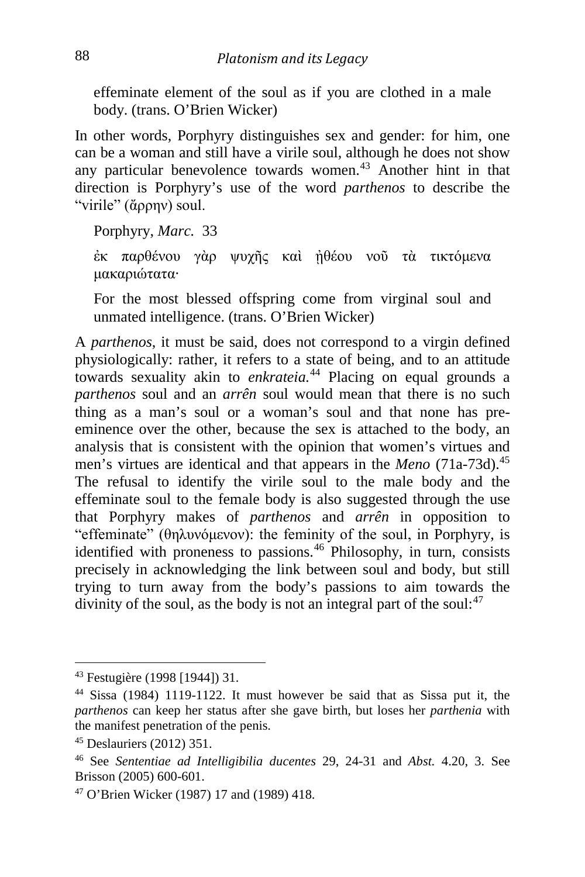effeminate element of the soul as if you are clothed in a male body. (trans. O'Brien Wicker)

In other words, Porphyry distinguishes sex and gender: for him, one can be a woman and still have a virile soul, although he does not show any particular benevolence towards women.[43] Another hint in that direction is Porphyry's use of the word *parthenos* to describe the "virile" (ἄρρην) soul.

Porphyry, *Marc.* 33

ἐκ παρθένου γὰρ ψυχῆς καὶ ἠθέου νοῦ τὰ τικτόμενα μακαριώτατα·

For the most blessed offspring come from virginal soul and unmated intelligence. (trans. O'Brien Wicker)

A *parthenos*, it must be said, does not correspond to a virgin defined physiologically: rather, it refers to a state of being, and to an attitude towards sexuality akin to *enkrateia.*[44] Placing on equal grounds a *parthenos* soul and an *arrên* soul would mean that there is no such thing as a man's soul or a woman's soul and that none has pre-eminence over the other, because the sex is attached to the body, an analysis that is consistent with the opinion that women's virtues and men's virtues are identical and that appears in the *Meno* (71a-73d).[45] The refusal to identify the virile soul to the male body and the effeminate soul to the female body is also suggested through the use that Porphyry makes of *parthenos* and *arrên* in opposition to "effeminate" (θηλυνόμενον): the feminity of the soul, in Porphyry, is identified with proneness to passions.[46] Philosophy, in turn, consists precisely in acknowledging the link between soul and body, but still trying to turn away from the body's passions to aim towards the divinity of the soul, as the body is not an integral part of the soul:[47]

---

[43] Festugière (1998 [1944]) 31.

[44] Sissa (1984) 1119-1122. It must however be said that as Sissa put it, the *parthenos* can keep her status after she gave birth, but loses her *parthenia* with the manifest penetration of the penis.

[45] Deslauriers (2012) 351.

[46] See *Sententiae ad Intelligibilia ducentes* 29, 24-31 and *Abst.* 4.20, 3. See Brisson (2005) 600-601.

[47] O'Brien Wicker (1987) 17 and (1989) 418.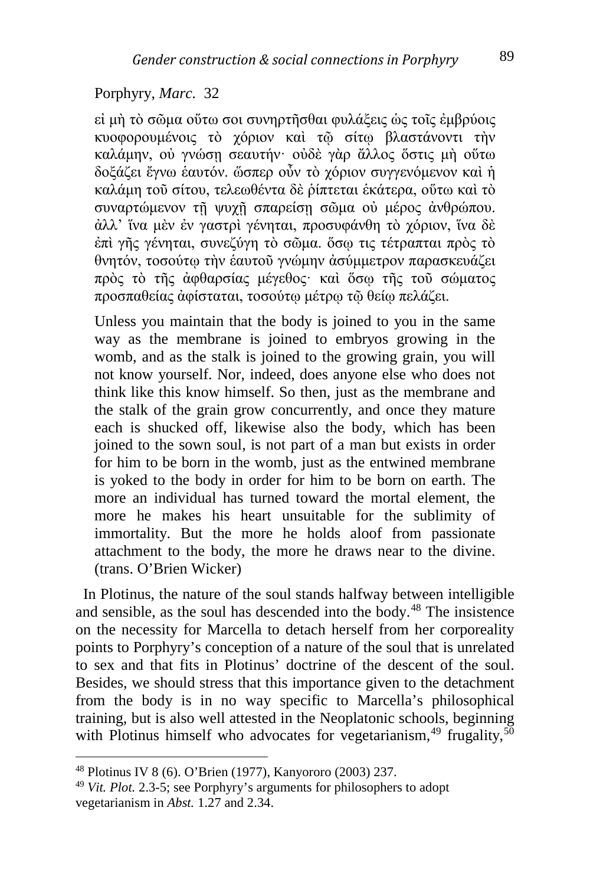Porphyry, *Marc.* 32

εἰ μὴ τὸ σῶμα οὕτω σοι συνηρτῆσθαι φυλάξεις ὡς τοῖς ἐμβρύοις κυοφορουμένοις τὸ χόριον καὶ τῷ σίτῳ βλαστάνοντι τὴν καλάμην, οὐ γνώσῃ σεαυτήν· οὐδὲ γὰρ ἄλλος ὅστις μὴ οὕτω δοξάζει ἔγνω ἑαυτόν. ὥσπερ οὖν τὸ χόριον συγγενόμενον καὶ ἡ καλάμη τοῦ σίτου, τελεωθέντα δὲ ῥίπτεται ἑκάτερα, οὕτω καὶ τὸ συναρτώμενον τῇ ψυχῇ σπαρείσῃ σῶμα οὐ μέρος ἀνθρώπου. ἀλλ' ἵνα μὲν ἐν γαστρὶ γένηται, προσυφάνθη τὸ χόριον, ἵνα δὲ ἐπὶ γῆς γένηται, συνεζύγη τὸ σῶμα. ὅσῳ τις τέτραπται πρὸς τὸ θνητόν, τοσούτῳ τὴν ἑαυτοῦ γνώμην ἀσύμμετρον παρασκευάζει πρὸς τὸ τῆς ἀφθαρσίας μέγεθος· καὶ ὅσῳ τῆς τοῦ σώματος προσπαθείας ἀφίσταται, τοσούτῳ μέτρῳ τῷ θείῳ πελάζει.

Unless you maintain that the body is joined to you in the same way as the membrane is joined to embryos growing in the womb, and as the stalk is joined to the growing grain, you will not know yourself. Nor, indeed, does anyone else who does not think like this know himself. So then, just as the membrane and the stalk of the grain grow concurrently, and once they mature each is shucked off, likewise also the body, which has been joined to the sown soul, is not part of a man but exists in order for him to be born in the womb, just as the entwined membrane is yoked to the body in order for him to be born on earth. The more an individual has turned toward the mortal element, the more he makes his heart unsuitable for the sublimity of immortality. But the more he holds aloof from passionate attachment to the body, the more he draws near to the divine. (trans. O'Brien Wicker)

In Plotinus, the nature of the soul stands halfway between intelligible and sensible, as the soul has descended into the body.[48] The insistence on the necessity for Marcella to detach herself from her corporeality points to Porphyry's conception of a nature of the soul that is unrelated to sex and that fits in Plotinus' doctrine of the descent of the soul. Besides, we should stress that this importance given to the detachment from the body is in no way specific to Marcella's philosophical training, but is also well attested in the Neoplatonic schools, beginning with Plotinus himself who advocates for vegetarianism,[49] frugality,[50]

---

[48] Plotinus IV 8 (6). O'Brien (1977), Kanyororo (2003) 237.

[49] *Vit. Plot.* 2.3-5; see Porphyry's arguments for philosophers to adopt vegetarianism in *Abst.* 1.27 and 2.34.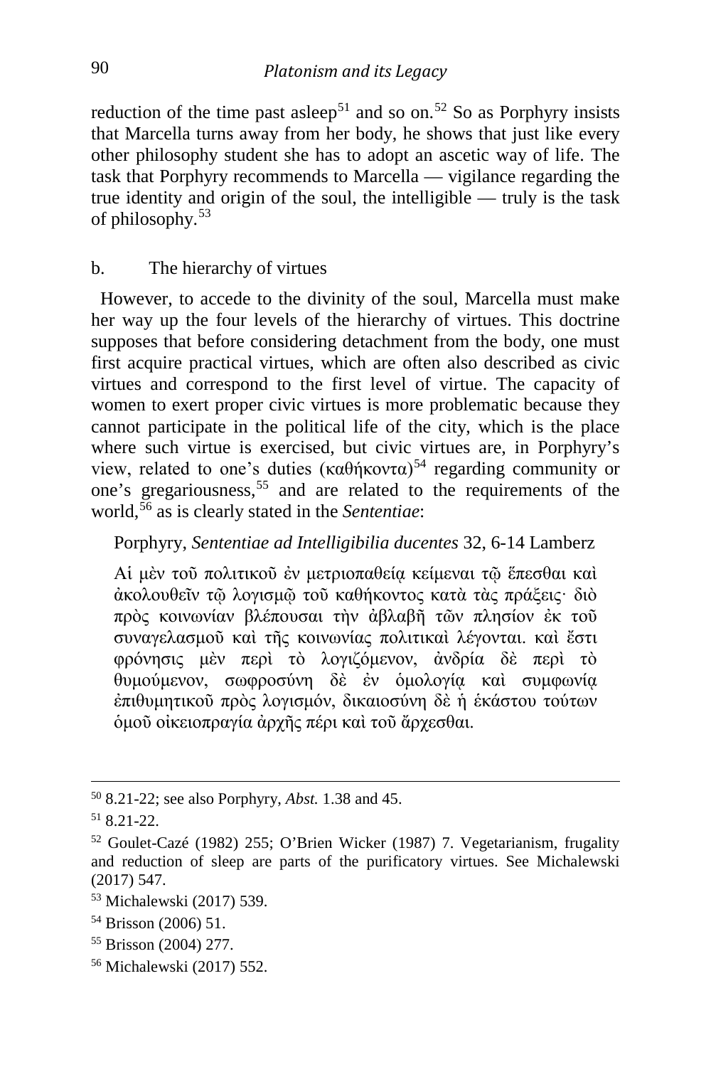reduction of the time past asleep[51] and so on.[52] So as Porphyry insists that Marcella turns away from her body, he shows that just like every other philosophy student she has to adopt an ascetic way of life. The task that Porphyry recommends to Marcella — vigilance regarding the true identity and origin of the soul, the intelligible — truly is the task of philosophy.[53]

## b. The hierarchy of virtues

However, to accede to the divinity of the soul, Marcella must make her way up the four levels of the hierarchy of virtues. This doctrine supposes that before considering detachment from the body, one must first acquire practical virtues, which are often also described as civic virtues and correspond to the first level of virtue. The capacity of women to exert proper civic virtues is more problematic because they cannot participate in the political life of the city, which is the place where such virtue is exercised, but civic virtues are, in Porphyry's view, related to one's duties (καθήκοντα)[54] regarding community or one's gregariousness,[55] and are related to the requirements of the world,[56] as is clearly stated in the *Sententiae*:

Porphyry, *Sententiae ad Intelligibilia ducentes* 32, 6-14 Lamberz

Αἱ μὲν τοῦ πολιτικοῦ ἐν μετριοπαθείᾳ κείμεναι τῷ ἕπεσθαι καὶ ἀκολουθεῖν τῷ λογισμῷ τοῦ καθήκοντος κατὰ τὰς πράξεις· διὸ πρὸς κοινωνίαν βλέπουσαι τὴν ἀβλαβῆ τῶν πλησίον ἐκ τοῦ συναγελασμοῦ καὶ τῆς κοινωνίας πολιτικαὶ λέγονται. καὶ ἔστι φρόνησις μὲν περὶ τὸ λογιζόμενον, ἀνδρία δὲ περὶ τὸ θυμούμενον, σωφροσύνη δὲ ἐν ὁμολογίᾳ καὶ συμφωνίᾳ ἐπιθυμητικοῦ πρὸς λογισμόν, δικαιοσύνη δὲ ἡ ἑκάστου τούτων ὁμοῦ οἰκειοπραγία ἀρχῆς πέρι καὶ τοῦ ἄρχεσθαι.

---

[50] 8.21-22; see also Porphyry, *Abst.* 1.38 and 45.

[51] 8.21-22.

[52] Goulet-Cazé (1982) 255; O'Brien Wicker (1987) 7. Vegetarianism, frugality and reduction of sleep are parts of the purificatory virtues. See Michalewski (2017) 547.

[53] Michalewski (2017) 539.

[54] Brisson (2006) 51.

[55] Brisson (2004) 277.

[56] Michalewski (2017) 552.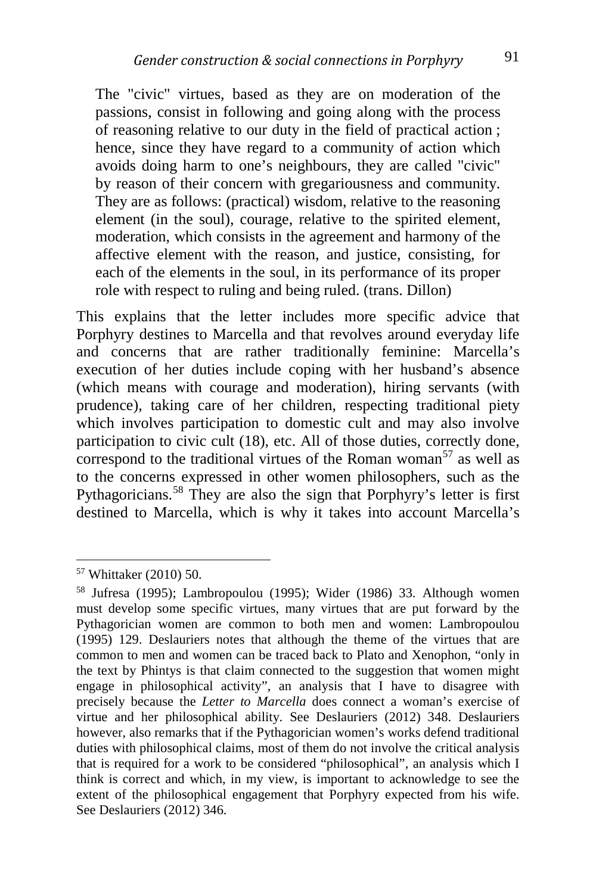> The "civic" virtues, based as they are on moderation of the passions, consist in following and going along with the process of reasoning relative to our duty in the field of practical action ; hence, since they have regard to a community of action which avoids doing harm to one's neighbours, they are called "civic" by reason of their concern with gregariousness and community. They are as follows: (practical) wisdom, relative to the reasoning element (in the soul), courage, relative to the spirited element, moderation, which consists in the agreement and harmony of the affective element with the reason, and justice, consisting, for each of the elements in the soul, in its performance of its proper role with respect to ruling and being ruled. (trans. Dillon)

This explains that the letter includes more specific advice that Porphyry destines to Marcella and that revolves around everyday life and concerns that are rather traditionally feminine: Marcella's execution of her duties include coping with her husband's absence (which means with courage and moderation), hiring servants (with prudence), taking care of her children, respecting traditional piety which involves participation to domestic cult and may also involve participation to civic cult (18), etc. All of those duties, correctly done, correspond to the traditional virtues of the Roman woman[57] as well as to the concerns expressed in other women philosophers, such as the Pythagoricians.[58] They are also the sign that Porphyry's letter is first destined to Marcella, which is why it takes into account Marcella's

---

[57] Whittaker (2010) 50.

[58] Jufresa (1995); Lambropoulou (1995); Wider (1986) 33. Although women must develop some specific virtues, many virtues that are put forward by the Pythagorician women are common to both men and women: Lambropoulou (1995) 129. Deslauriers notes that although the theme of the virtues that are common to men and women can be traced back to Plato and Xenophon, "only in the text by Phintys is that claim connected to the suggestion that women might engage in philosophical activity", an analysis that I have to disagree with precisely because the *Letter to Marcella* does connect a woman's exercise of virtue and her philosophical ability. See Deslauriers (2012) 348. Deslauriers however, also remarks that if the Pythagorician women's works defend traditional duties with philosophical claims, most of them do not involve the critical analysis that is required for a work to be considered "philosophical", an analysis which I think is correct and which, in my view, is important to acknowledge to see the extent of the philosophical engagement that Porphyry expected from his wife. See Deslauriers (2012) 346.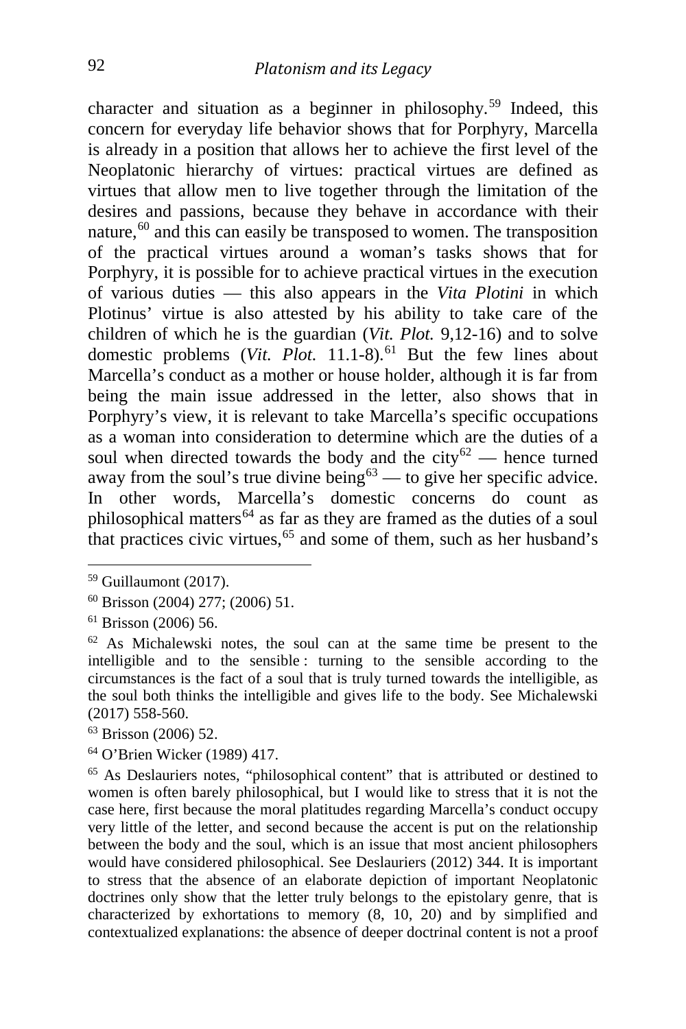character and situation as a beginner in philosophy.[59] Indeed, this concern for everyday life behavior shows that for Porphyry, Marcella is already in a position that allows her to achieve the first level of the Neoplatonic hierarchy of virtues: practical virtues are defined as virtues that allow men to live together through the limitation of the desires and passions, because they behave in accordance with their nature,[60] and this can easily be transposed to women. The transposition of the practical virtues around a woman's tasks shows that for Porphyry, it is possible for to achieve practical virtues in the execution of various duties — this also appears in the *Vita Plotini* in which Plotinus' virtue is also attested by his ability to take care of the children of which he is the guardian (*Vit. Plot.* 9,12-16) and to solve domestic problems (*Vit. Plot.* 11.1-8).[61] But the few lines about Marcella's conduct as a mother or house holder, although it is far from being the main issue addressed in the letter, also shows that in Porphyry's view, it is relevant to take Marcella's specific occupations as a woman into consideration to determine which are the duties of a soul when directed towards the body and the city[62] — hence turned away from the soul's true divine being[63] — to give her specific advice. In other words, Marcella's domestic concerns do count as philosophical matters[64] as far as they are framed as the duties of a soul that practices civic virtues,[65] and some of them, such as her husband's

---

[59] Guillaumont (2017).

[60] Brisson (2004) 277; (2006) 51.

[61] Brisson (2006) 56.

[62] As Michalewski notes, the soul can at the same time be present to the intelligible and to the sensible : turning to the sensible according to the circumstances is the fact of a soul that is truly turned towards the intelligible, as the soul both thinks the intelligible and gives life to the body. See Michalewski (2017) 558-560.

[63] Brisson (2006) 52.

[64] O'Brien Wicker (1989) 417.

[65] As Deslauriers notes, "philosophical content" that is attributed or destined to women is often barely philosophical, but I would like to stress that it is not the case here, first because the moral platitudes regarding Marcella's conduct occupy very little of the letter, and second because the accent is put on the relationship between the body and the soul, which is an issue that most ancient philosophers would have considered philosophical. See Deslauriers (2012) 344. It is important to stress that the absence of an elaborate depiction of important Neoplatonic doctrines only show that the letter truly belongs to the epistolary genre, that is characterized by exhortations to memory (8, 10, 20) and by simplified and contextualized explanations: the absence of deeper doctrinal content is not a proof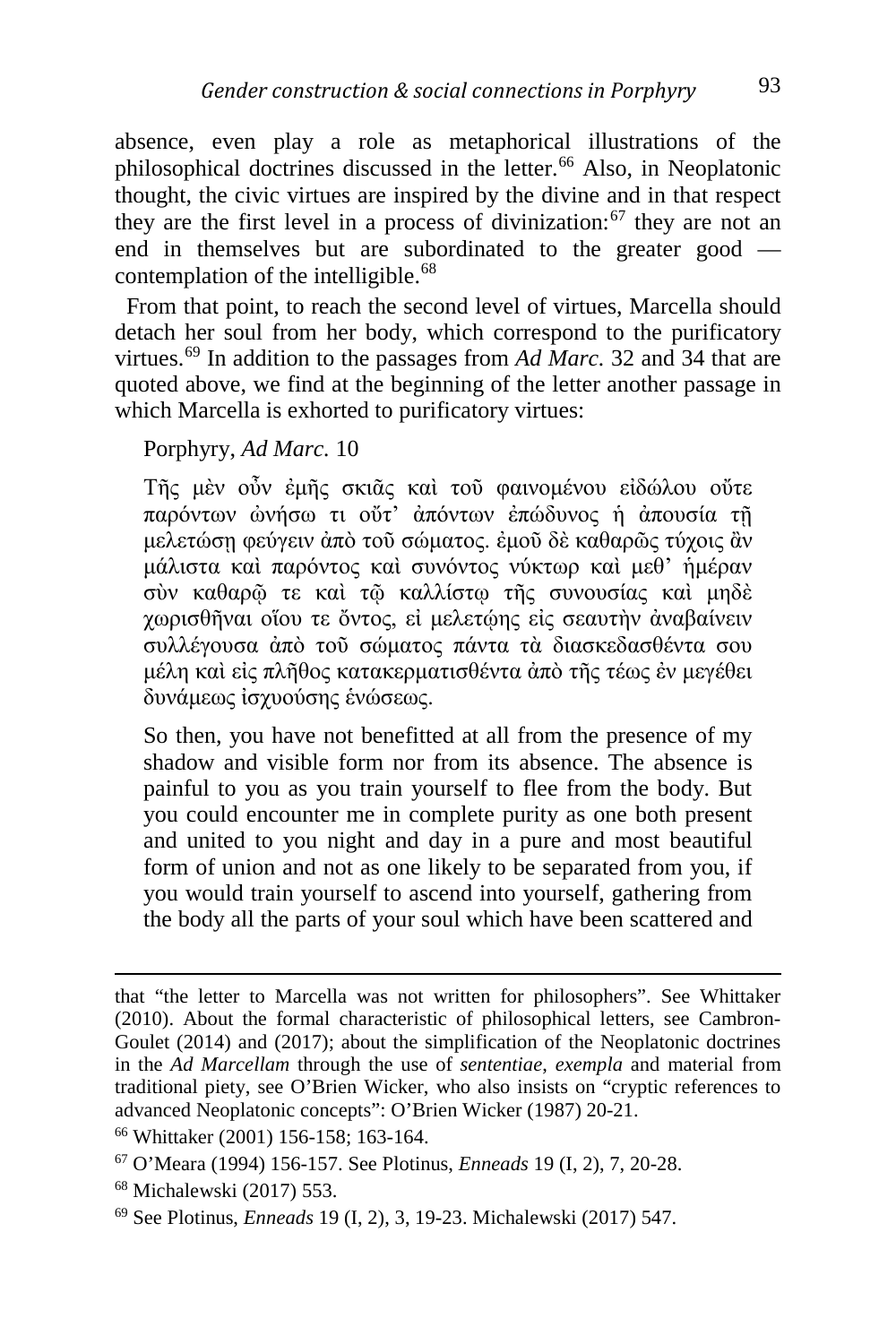absence, even play a role as metaphorical illustrations of the philosophical doctrines discussed in the letter.[66] Also, in Neoplatonic thought, the civic virtues are inspired by the divine and in that respect they are the first level in a process of divinization:[67] they are not an end in themselves but are subordinated to the greater good — contemplation of the intelligible.[68]

From that point, to reach the second level of virtues, Marcella should detach her soul from her body, which correspond to the purificatory virtues.[69] In addition to the passages from *Ad Marc.* 32 and 34 that are quoted above, we find at the beginning of the letter another passage in which Marcella is exhorted to purificatory virtues:

> Porphyry, *Ad Marc.* 10
>
> Τῆς μὲν οὖν ἐμῆς σκιᾶς καὶ τοῦ φαινομένου εἰδώλου οὔτε παρόντων ὠνήσω τι οὔτ' ἀπόντων ἐπώδυνος ἡ ἀπουσία τῇ μελετώσῃ φεύγειν ἀπὸ τοῦ σώματος. ἐμοῦ δὲ καθαρῶς τύχοις ἂν μάλιστα καὶ παρόντος καὶ συνόντος νύκτωρ καὶ μεθ' ἡμέραν σὺν καθαρῷ τε καὶ τῷ καλλίστῳ τῆς συνουσίας καὶ μηδὲ χωρισθῆναι οἵου τε ὄντος, εἰ μελετῴης εἰς σεαυτὴν ἀναβαίνειν συλλέγουσα ἀπὸ τοῦ σώματος πάντα τὰ διασκεδασθέντα σου μέλη καὶ εἰς πλῆθος κατακερματισθέντα ἀπὸ τῆς τέως ἐν μεγέθει δυνάμεως ἰσχυούσης ἑνώσεως.
>
> So then, you have not benefitted at all from the presence of my shadow and visible form nor from its absence. The absence is painful to you as you train yourself to flee from the body. But you could encounter me in complete purity as one both present and united to you night and day in a pure and most beautiful form of union and not as one likely to be separated from you, if you would train yourself to ascend into yourself, gathering from the body all the parts of your soul which have been scattered and

---

that "the letter to Marcella was not written for philosophers". See Whittaker (2010). About the formal characteristic of philosophical letters, see Cambron-Goulet (2014) and (2017); about the simplification of the Neoplatonic doctrines in the *Ad Marcellam* through the use of *sententiae*, *exempla* and material from traditional piety, see O'Brien Wicker, who also insists on "cryptic references to advanced Neoplatonic concepts": O'Brien Wicker (1987) 20-21.

[66] Whittaker (2001) 156-158; 163-164.

[67] O'Meara (1994) 156-157. See Plotinus, *Enneads* 19 (I, 2), 7, 20-28.

[68] Michalewski (2017) 553.

[69] See Plotinus, *Enneads* 19 (I, 2), 3, 19-23. Michalewski (2017) 547.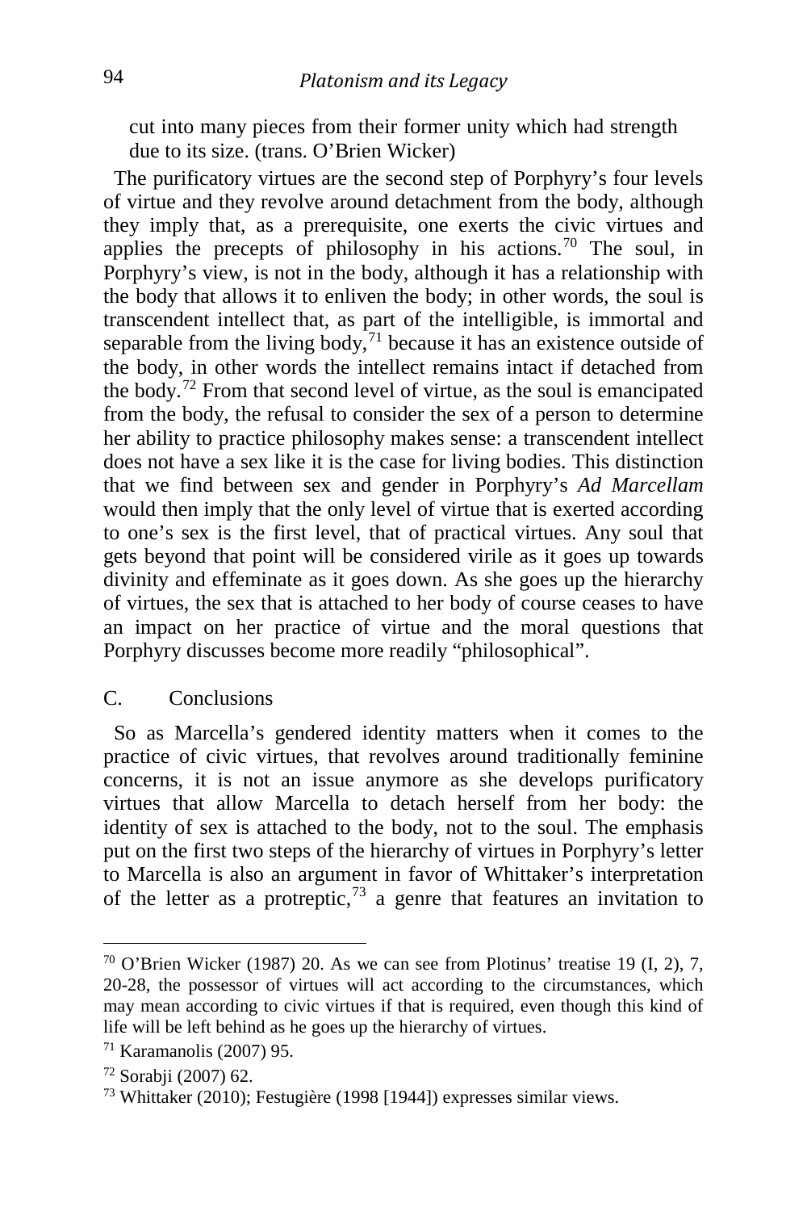cut into many pieces from their former unity which had strength due to its size. (trans. O'Brien Wicker)

The purificatory virtues are the second step of Porphyry's four levels of virtue and they revolve around detachment from the body, although they imply that, as a prerequisite, one exerts the civic virtues and applies the precepts of philosophy in his actions.[70] The soul, in Porphyry's view, is not in the body, although it has a relationship with the body that allows it to enliven the body; in other words, the soul is transcendent intellect that, as part of the intelligible, is immortal and separable from the living body,[71] because it has an existence outside of the body, in other words the intellect remains intact if detached from the body.[72] From that second level of virtue, as the soul is emancipated from the body, the refusal to consider the sex of a person to determine her ability to practice philosophy makes sense: a transcendent intellect does not have a sex like it is the case for living bodies. This distinction that we find between sex and gender in Porphyry's *Ad Marcellam* would then imply that the only level of virtue that is exerted according to one's sex is the first level, that of practical virtues. Any soul that gets beyond that point will be considered virile as it goes up towards divinity and effeminate as it goes down. As she goes up the hierarchy of virtues, the sex that is attached to her body of course ceases to have an impact on her practice of virtue and the moral questions that Porphyry discusses become more readily "philosophical".

## C. Conclusions

So as Marcella's gendered identity matters when it comes to the practice of civic virtues, that revolves around traditionally feminine concerns, it is not an issue anymore as she develops purificatory virtues that allow Marcella to detach herself from her body: the identity of sex is attached to the body, not to the soul. The emphasis put on the first two steps of the hierarchy of virtues in Porphyry's letter to Marcella is also an argument in favor of Whittaker's interpretation of the letter as a protreptic,[73] a genre that features an invitation to

---

[70] O'Brien Wicker (1987) 20. As we can see from Plotinus' treatise 19 (I, 2), 7, 20-28, the possessor of virtues will act according to the circumstances, which may mean according to civic virtues if that is required, even though this kind of life will be left behind as he goes up the hierarchy of virtues.

[71] Karamanolis (2007) 95.

[72] Sorabji (2007) 62.

[73] Whittaker (2010); Festugière (1998 [1944]) expresses similar views.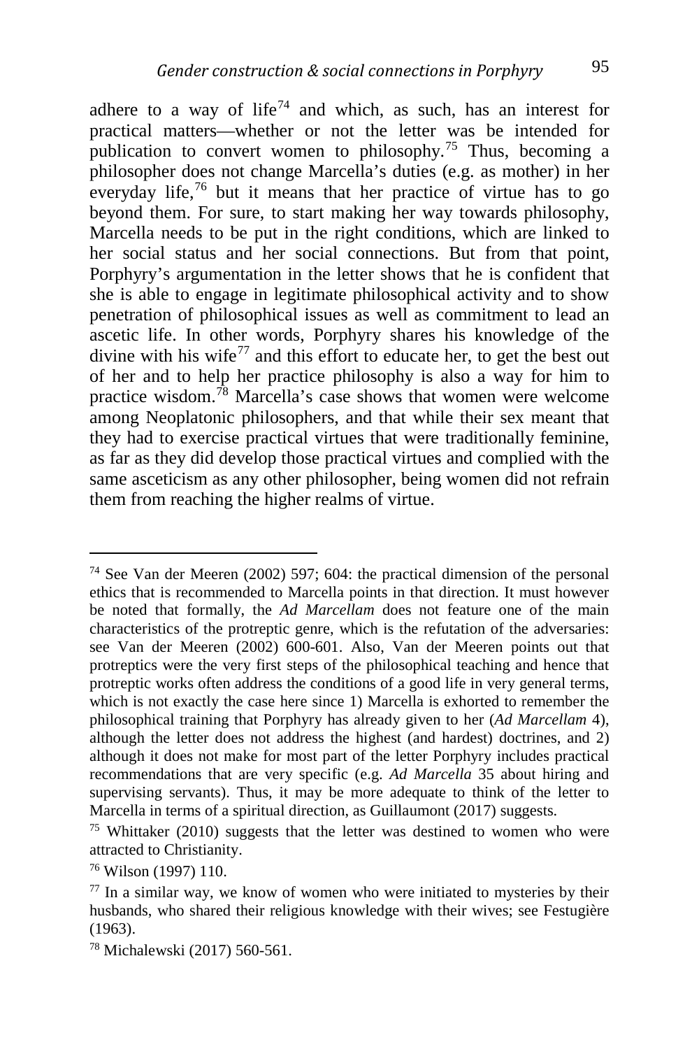adhere to a way of life[74] and which, as such, has an interest for practical matters—whether or not the letter was be intended for publication to convert women to philosophy.[75] Thus, becoming a philosopher does not change Marcella's duties (e.g. as mother) in her everyday life,[76] but it means that her practice of virtue has to go beyond them. For sure, to start making her way towards philosophy, Marcella needs to be put in the right conditions, which are linked to her social status and her social connections. But from that point, Porphyry's argumentation in the letter shows that he is confident that she is able to engage in legitimate philosophical activity and to show penetration of philosophical issues as well as commitment to lead an ascetic life. In other words, Porphyry shares his knowledge of the divine with his wife[77] and this effort to educate her, to get the best out of her and to help her practice philosophy is also a way for him to practice wisdom.[78] Marcella's case shows that women were welcome among Neoplatonic philosophers, and that while their sex meant that they had to exercise practical virtues that were traditionally feminine, as far as they did develop those practical virtues and complied with the same asceticism as any other philosopher, being women did not refrain them from reaching the higher realms of virtue.

---

[74] See Van der Meeren (2002) 597; 604: the practical dimension of the personal ethics that is recommended to Marcella points in that direction. It must however be noted that formally, the *Ad Marcellam* does not feature one of the main characteristics of the protreptic genre, which is the refutation of the adversaries: see Van der Meeren (2002) 600-601. Also, Van der Meeren points out that protreptics were the very first steps of the philosophical teaching and hence that protreptic works often address the conditions of a good life in very general terms, which is not exactly the case here since 1) Marcella is exhorted to remember the philosophical training that Porphyry has already given to her (*Ad Marcellam* 4), although the letter does not address the highest (and hardest) doctrines, and 2) although it does not make for most part of the letter Porphyry includes practical recommendations that are very specific (e.g. *Ad Marcella* 35 about hiring and supervising servants). Thus, it may be more adequate to think of the letter to Marcella in terms of a spiritual direction, as Guillaumont (2017) suggests.

[75] Whittaker (2010) suggests that the letter was destined to women who were attracted to Christianity.

[76] Wilson (1997) 110.

[77] In a similar way, we know of women who were initiated to mysteries by their husbands, who shared their religious knowledge with their wives; see Festugière (1963).

[78] Michalewski (2017) 560-561.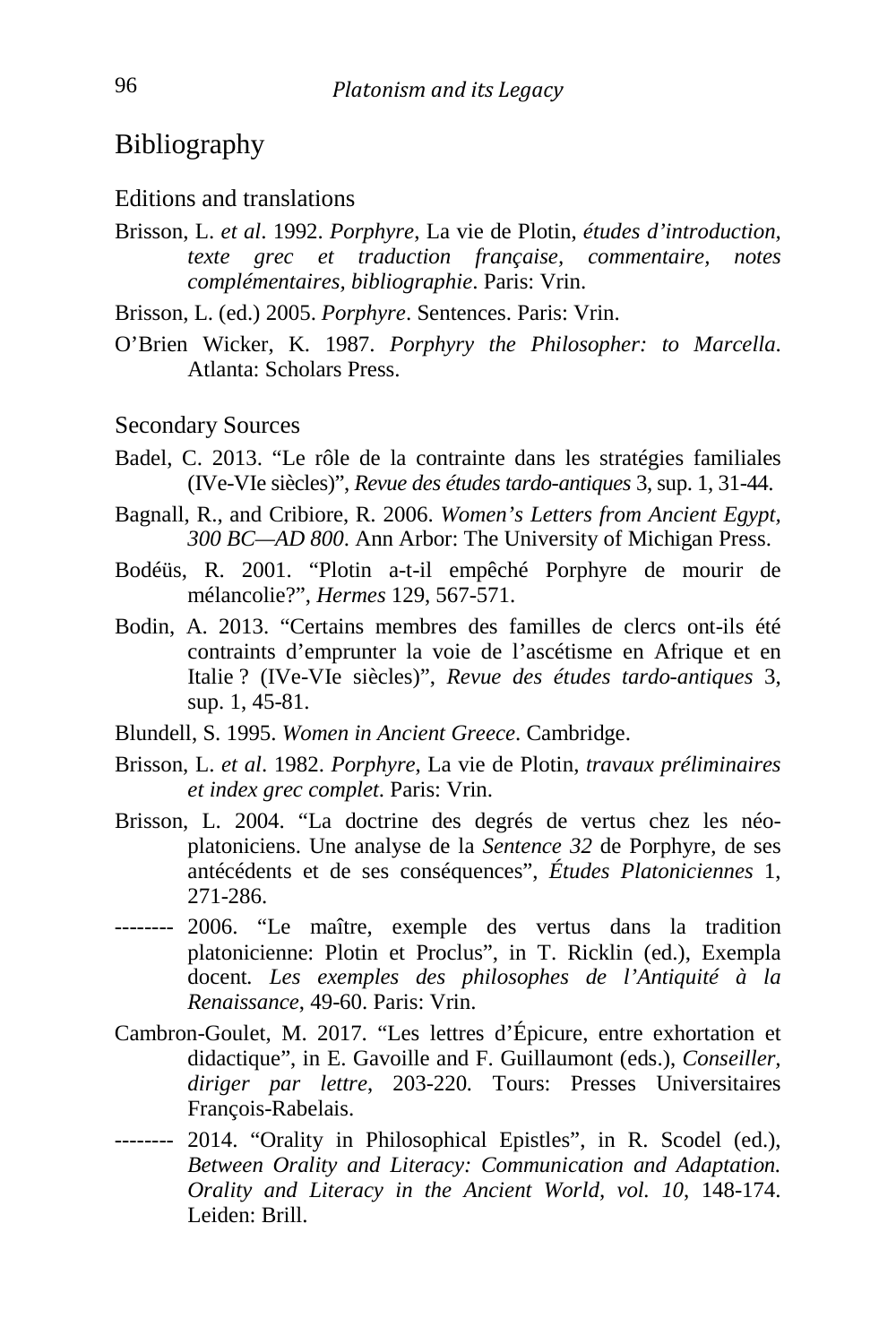# Bibliography

## Editions and translations

Brisson, L. *et al*. 1992. *Porphyre*, La vie de Plotin, *études d'introduction, texte grec et traduction française, commentaire, notes complémentaires, bibliographie*. Paris: Vrin.

Brisson, L. (ed.) 2005. *Porphyre*. Sentences. Paris: Vrin.

O'Brien Wicker, K. 1987. *Porphyry the Philosopher: to Marcella*. Atlanta: Scholars Press.

## Secondary Sources

Badel, C. 2013. "Le rôle de la contrainte dans les stratégies familiales (IVe-VIe siècles)", *Revue des études tardo-antiques* 3, sup. 1, 31-44.

Bagnall, R., and Cribiore, R. 2006. *Women's Letters from Ancient Egypt, 300 BC—AD 800*. Ann Arbor: The University of Michigan Press.

Bodéüs, R. 2001. "Plotin a-t-il empêché Porphyre de mourir de mélancolie?", *Hermes* 129, 567-571.

Bodin, A. 2013. "Certains membres des familles de clercs ont-ils été contraints d'emprunter la voie de l'ascétisme en Afrique et en Italie ? (IVe-VIe siècles)", *Revue des études tardo-antiques* 3, sup. 1, 45-81.

Blundell, S. 1995. *Women in Ancient Greece*. Cambridge.

Brisson, L. *et al*. 1982. *Porphyre*, La vie de Plotin, *travaux préliminaires et index grec complet*. Paris: Vrin.

Brisson, L. 2004. "La doctrine des degrés de vertus chez les néo-platoniciens. Une analyse de la *Sentence 32* de Porphyre, de ses antécédents et de ses conséquences", *Études Platoniciennes* 1, 271-286.

-------- 2006. "Le maître, exemple des vertus dans la tradition platonicienne: Plotin et Proclus", in T. Ricklin (ed.), Exempla docent. *Les exemples des philosophes de l'Antiquité à la Renaissance*, 49-60. Paris: Vrin.

Cambron-Goulet, M. 2017. "Les lettres d'Épicure, entre exhortation et didactique", in E. Gavoille and F. Guillaumont (eds.), *Conseiller, diriger par lettre*, 203-220. Tours: Presses Universitaires François-Rabelais.

-------- 2014. "Orality in Philosophical Epistles", in R. Scodel (ed.), *Between Orality and Literacy: Communication and Adaptation. Orality and Literacy in the Ancient World, vol. 10*, 148-174. Leiden: Brill.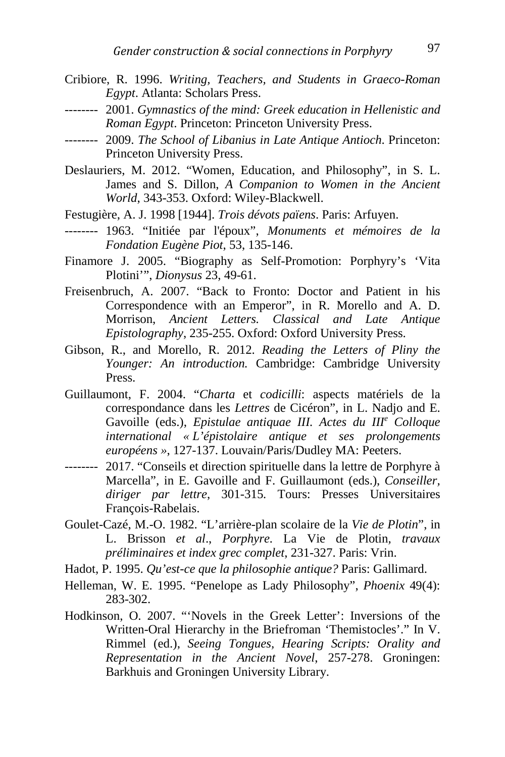Cribiore, R. 1996. *Writing, Teachers, and Students in Graeco-Roman Egypt*. Atlanta: Scholars Press.

-------- 2001. *Gymnastics of the mind: Greek education in Hellenistic and Roman Egypt*. Princeton: Princeton University Press.

-------- 2009. *The School of Libanius in Late Antique Antioch*. Princeton: Princeton University Press.

Deslauriers, M. 2012. "Women, Education, and Philosophy", in S. L. James and S. Dillon, *A Companion to Women in the Ancient World*, 343-353. Oxford: Wiley-Blackwell.

Festugière, A. J. 1998 [1944]. *Trois dévots païens*. Paris: Arfuyen.

-------- 1963. "Initiée par l'époux", *Monuments et mémoires de la Fondation Eugène Piot*, 53, 135-146.

Finamore J. 2005. "Biography as Self-Promotion: Porphyry's 'Vita Plotini'", *Dionysus* 23, 49-61.

Freisenbruch, A. 2007. "Back to Fronto: Doctor and Patient in his Correspondence with an Emperor", in R. Morello and A. D. Morrison, *Ancient Letters. Classical and Late Antique Epistolography*, 235-255. Oxford: Oxford University Press.

Gibson, R., and Morello, R. 2012. *Reading the Letters of Pliny the Younger: An introduction.* Cambridge: Cambridge University Press.

Guillaumont, F. 2004. "*Charta* et *codicilli*: aspects matériels de la correspondance dans les *Lettres* de Cicéron", in L. Nadjo and E. Gavoille (eds.), *Epistulae antiquae III. Actes du III[e] Colloque international « L'épistolaire antique et ses prolongements européens »*, 127-137. Louvain/Paris/Dudley MA: Peeters.

-------- 2017. "Conseils et direction spirituelle dans la lettre de Porphyre à Marcella", in E. Gavoille and F. Guillaumont (eds.), *Conseiller, diriger par lettre*, 301-315. Tours: Presses Universitaires François-Rabelais.

Goulet-Cazé, M.-O. 1982. "L'arrière-plan scolaire de la *Vie de Plotin*", in L. Brisson *et al*., *Porphyre.* La Vie de Plotin, *travaux préliminaires et index grec complet*, 231-327. Paris: Vrin.

Hadot, P. 1995. *Qu'est-ce que la philosophie antique?* Paris: Gallimard.

Helleman, W. E. 1995. "Penelope as Lady Philosophy", *Phoenix* 49(4): 283-302.

Hodkinson, O. 2007. "'Novels in the Greek Letter': Inversions of the Written-Oral Hierarchy in the Briefroman 'Themistocles'." In V. Rimmel (ed.), *Seeing Tongues, Hearing Scripts: Orality and Representation in the Ancient Novel*, 257-278. Groningen: Barkhuis and Groningen University Library.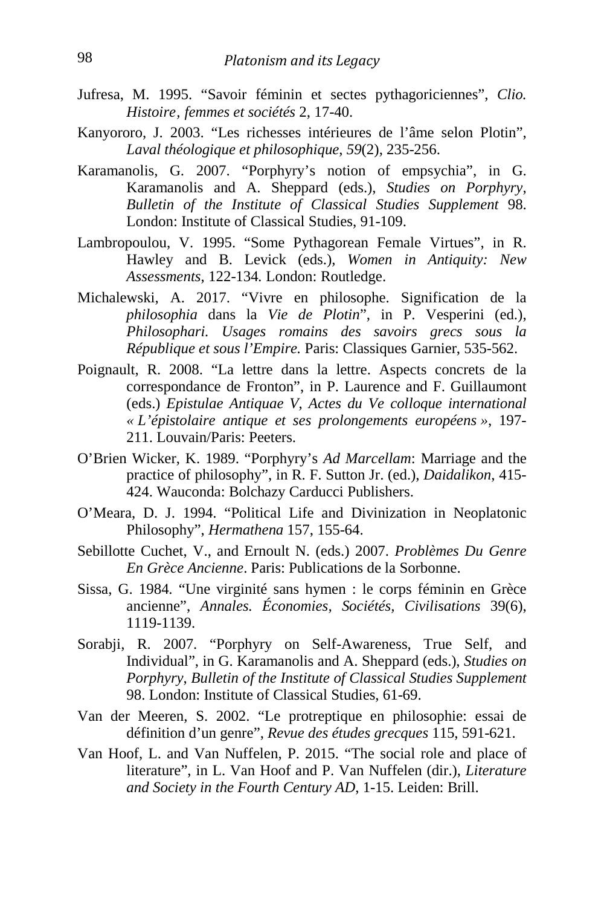Jufresa, M. 1995. “Savoir féminin et sectes pythagoriciennes”, *Clio. Histoire*, *femmes et sociétés* 2, 17-40.

Kanyororo, J. 2003. “Les richesses intérieures de l’âme selon Plotin”, *Laval théologique et philosophique*, *59*(2), 235-256.

Karamanolis, G. 2007. “Porphyry’s notion of empsychia”, in G. Karamanolis and A. Sheppard (eds.), *Studies on Porphyry*, *Bulletin of the Institute of Classical Studies Supplement* 98. London: Institute of Classical Studies, 91-109.

Lambropoulou, V. 1995. “Some Pythagorean Female Virtues”, in R. Hawley and B. Levick (eds.), *Women in Antiquity: New Assessments*, 122-134. London: Routledge.

Michalewski, A. 2017. “Vivre en philosophe. Signification de la *philosophia* dans la *Vie de Plotin*”, in P. Vesperini (ed.), *Philosophari. Usages romains des savoirs grecs sous la République et sous l’Empire.* Paris: Classiques Garnier, 535-562.

Poignault, R. 2008. “La lettre dans la lettre. Aspects concrets de la correspondance de Fronton”, in P. Laurence and F. Guillaumont (eds.) *Epistulae Antiquae V*, *Actes du Ve colloque international « L’épistolaire antique et ses prolongements européens »*, 197-211. Louvain/Paris: Peeters.

O’Brien Wicker, K. 1989. “Porphyry’s *Ad Marcellam*: Marriage and the practice of philosophy”, in R. F. Sutton Jr. (ed.), *Daidalikon*, 415-424. Wauconda: Bolchazy Carducci Publishers.

O’Meara, D. J. 1994. “Political Life and Divinization in Neoplatonic Philosophy”, *Hermathena* 157, 155-64.

Sebillotte Cuchet, V., and Ernoult N. (eds.) 2007. *Problèmes Du Genre En Grèce Ancienne*. Paris: Publications de la Sorbonne.

Sissa, G. 1984. “Une virginité sans hymen : le corps féminin en Grèce ancienne”, *Annales. Économies, Sociétés, Civilisations* 39(6), 1119-1139.

Sorabji, R. 2007. “Porphyry on Self-Awareness, True Self, and Individual”, in G. Karamanolis and A. Sheppard (eds.), *Studies on Porphyry*, *Bulletin of the Institute of Classical Studies Supplement* 98. London: Institute of Classical Studies, 61-69.

Van der Meeren, S. 2002. “Le protreptique en philosophie: essai de définition d’un genre”, *Revue des études grecques* 115, 591-621.

Van Hoof, L. and Van Nuffelen, P. 2015. “The social role and place of literature”, in L. Van Hoof and P. Van Nuffelen (dir.), *Literature and Society in the Fourth Century AD*, 1-15. Leiden: Brill.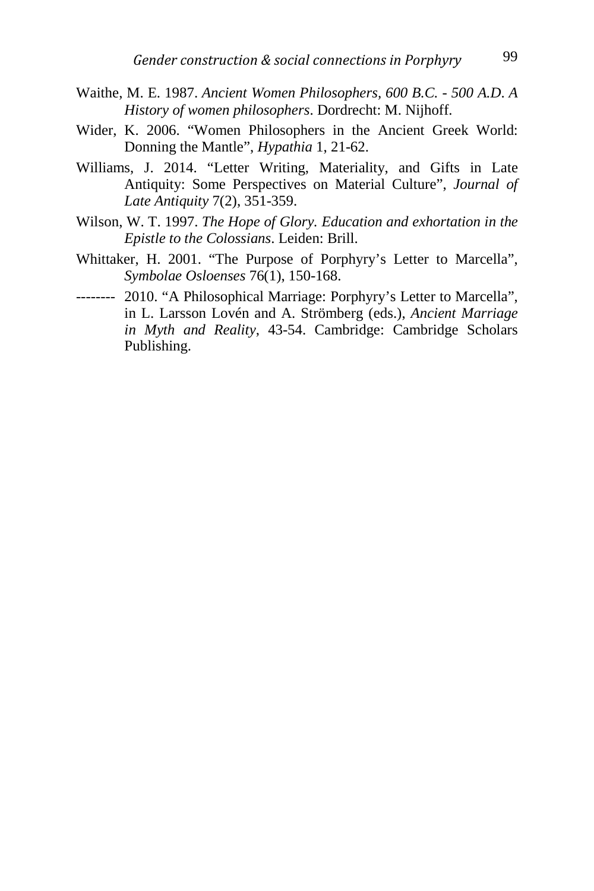Waithe, M. E. 1987. *Ancient Women Philosophers, 600 B.C. - 500 A.D. A History of women philosophers*. Dordrecht: M. Nijhoff.

Wider, K. 2006. "Women Philosophers in the Ancient Greek World: Donning the Mantle", *Hypathia* 1, 21-62.

Williams, J. 2014. "Letter Writing, Materiality, and Gifts in Late Antiquity: Some Perspectives on Material Culture", *Journal of Late Antiquity* 7(2), 351-359.

Wilson, W. T. 1997. *The Hope of Glory. Education and exhortation in the Epistle to the Colossians*. Leiden: Brill.

Whittaker, H. 2001. "The Purpose of Porphyry's Letter to Marcella", *Symbolae Osloenses* 76(1), 150-168.

-------- 2010. "A Philosophical Marriage: Porphyry's Letter to Marcella", in L. Larsson Lovén and A. Strömberg (eds.), *Ancient Marriage in Myth and Reality*, 43-54. Cambridge: Cambridge Scholars Publishing.